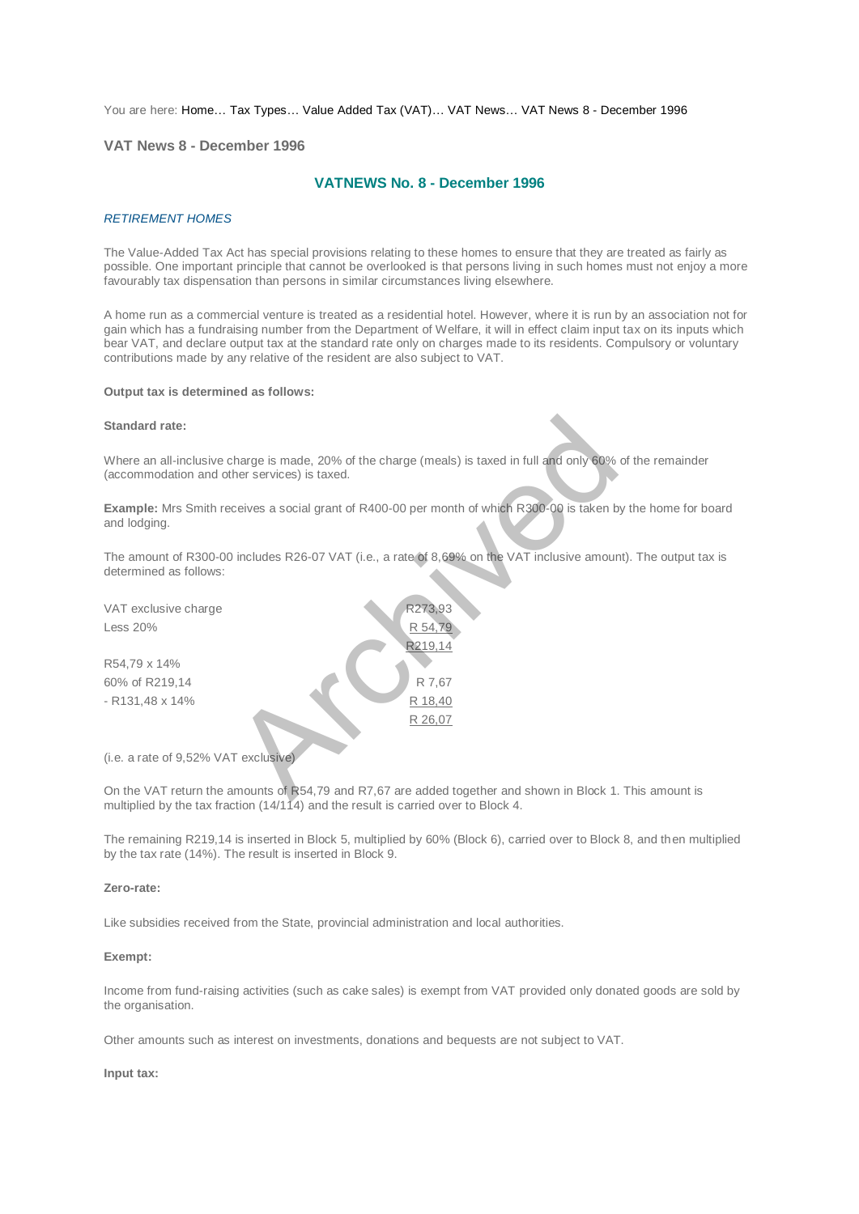You are here: Home… Tax Types… Value Added Tax (VAT)… VAT News… VAT News 8 - December 1996

## VAT News 8 - December 1996

# VATNEWS No. 8 - December 1996

*RETIREMENT HOMES*

The Value-Added Tax Act has special provisions relating to these homes to ensure that they are treated as fairly as possible. One important principle that cannot be overlooked is that persons living in such homes must not enjoy a more favourably tax dispensation than persons in similar circumstances living elsewhere.

A home run as a commercial venture is treated as a residential hotel. However, where it is run by an association not for gain which has a fundraising number from the Department of Welfare, it will in effect claim input tax on its inputs which bear VAT, and declare output tax at the standard rate only on charges made to its residents. Compulsory or voluntary contributions made by any relative of the resident are also subject to VAT.

**Output tax is determined as follows:**

**Standard rate:**

Where an all-inclusive charge is made, 20% of the charge (meals) is taxed in full and only 60% of the remainder (accommodation and other services) is taxed.

**Example:** Mrs Smith receives a social grant of R400-00 per month of which R300-00 is taken by the home for board and lodging.

The amount of R300-00 includes R26-07 VAT (i.e., a rate of 8,69% on the VAT inclusive amount). The output tax is determined as follows:

| | |
|---|---|
| VAT exclusive charge | R273,93 |
| Less 20% | R 54,79 |
| | R219,14 |
| R54,79 x 14% | |
| 60% of R219,14 | R 7,67 |
| - R131,48 x 14% | R 18,40 |
| | R 26,07 |

(i.e. a rate of 9,52% VAT exclusive)

On the VAT return the amounts of R54,79 and R7,67 are added together and shown in Block 1. This amount is multiplied by the tax fraction (14/114) and the result is carried over to Block 4.

The remaining R219,14 is inserted in Block 5, multiplied by 60% (Block 6), carried over to Block 8, and then multiplied by the tax rate (14%). The result is inserted in Block 9.

**Zero-rate:**

Like subsidies received from the State, provincial administration and local authorities.

**Exempt:**

Income from fund-raising activities (such as cake sales) is exempt from VAT provided only donated goods are sold by the organisation.

Other amounts such as interest on investments, donations and bequests are not subject to VAT.

**Input tax:**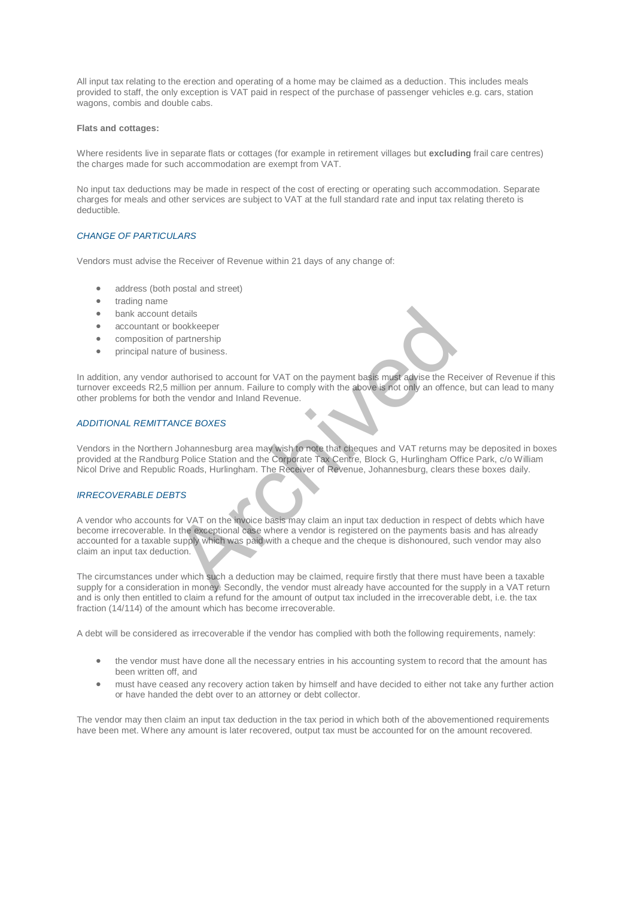All input tax relating to the erection and operating of a home may be claimed as a deduction. This includes meals provided to staff, the only exception is VAT paid in respect of the purchase of passenger vehicles e.g. cars, station wagons, combis and double cabs.

**Flats and cottages:**

Where residents live in separate flats or cottages (for example in retirement villages but **excluding** frail care centres) the charges made for such accommodation are exempt from VAT.

No input tax deductions may be made in respect of the cost of erecting or operating such accommodation. Separate charges for meals and other services are subject to VAT at the full standard rate and input tax relating thereto is deductible.

### *CHANGE OF PARTICULARS*

Vendors must advise the Receiver of Revenue within 21 days of any change of:

- address (both postal and street)
- trading name
- bank account details
- accountant or bookkeeper
- composition of partnership
- principal nature of business.

In addition, any vendor authorised to account for VAT on the payment basis must advise the Receiver of Revenue if this turnover exceeds R2,5 million per annum. Failure to comply with the above is not only an offence, but can lead to many other problems for both the vendor and Inland Revenue.

### *ADDITIONAL REMITTANCE BOXES*

Vendors in the Northern Johannesburg area may wish to note that cheques and VAT returns may be deposited in boxes provided at the Randburg Police Station and the Corporate Tax Centre, Block G, Hurlingham Office Park, c/o William Nicol Drive and Republic Roads, Hurlingham. The Receiver of Revenue, Johannesburg, clears these boxes daily.

### *IRRECOVERABLE DEBTS*

A vendor who accounts for VAT on the invoice basis may claim an input tax deduction in respect of debts which have become irrecoverable. In the exceptional case where a vendor is registered on the payments basis and has already accounted for a taxable supply which was paid with a cheque and the cheque is dishonoured, such vendor may also claim an input tax deduction.

The circumstances under which such a deduction may be claimed, require firstly that there must have been a taxable supply for a consideration in money. Secondly, the vendor must already have accounted for the supply in a VAT return and is only then entitled to claim a refund for the amount of output tax included in the irrecoverable debt, i.e. the tax fraction (14/114) of the amount which has become irrecoverable.

A debt will be considered as irrecoverable if the vendor has complied with both the following requirements, namely:

- the vendor must have done all the necessary entries in his accounting system to record that the amount has been written off, and
- must have ceased any recovery action taken by himself and have decided to either not take any further action or have handed the debt over to an attorney or debt collector.

The vendor may then claim an input tax deduction in the tax period in which both of the abovementioned requirements have been met. Where any amount is later recovered, output tax must be accounted for on the amount recovered.